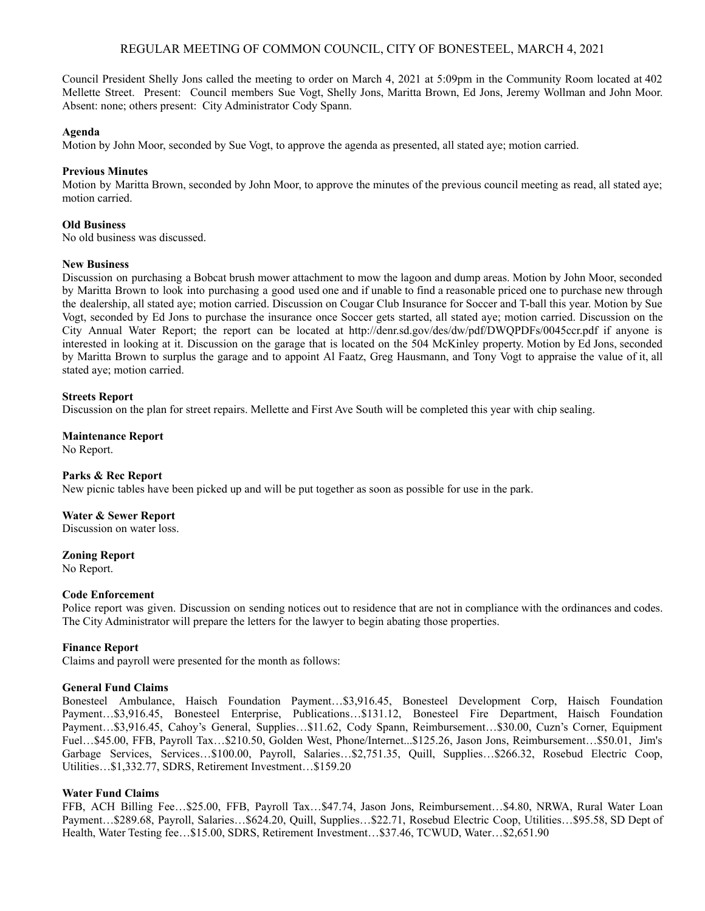# REGULAR MEETING OF COMMON COUNCIL, CITY OF BONESTEEL, MARCH 4, 2021

Council President Shelly Jons called the meeting to order on March 4, 2021 at 5:09pm in the Community Room located at 402 Mellette Street. Present: Council members Sue Vogt, Shelly Jons, Maritta Brown, Ed Jons, Jeremy Wollman and John Moor. Absent: none; others present: City Administrator Cody Spann.

**Agenda**

Motion by John Moor, seconded by Sue Vogt, to approve the agenda as presented, all stated aye; motion carried.

**Previous Minutes**

Motion by Maritta Brown, seconded by John Moor, to approve the minutes of the previous council meeting as read, all stated aye; motion carried.

**Old Business**

No old business was discussed.

**New Business**

Discussion on purchasing a Bobcat brush mower attachment to mow the lagoon and dump areas. Motion by John Moor, seconded by Maritta Brown to look into purchasing a good used one and if unable to find a reasonable priced one to purchase new through the dealership, all stated aye; motion carried. Discussion on Cougar Club Insurance for Soccer and T-ball this year. Motion by Sue Vogt, seconded by Ed Jons to purchase the insurance once Soccer gets started, all stated aye; motion carried. Discussion on the City Annual Water Report; the report can be located at http://denr.sd.gov/des/dw/pdf/DWQPDFs/0045ccr.pdf if anyone is interested in looking at it. Discussion on the garage that is located on the 504 McKinley property. Motion by Ed Jons, seconded by Maritta Brown to surplus the garage and to appoint Al Faatz, Greg Hausmann, and Tony Vogt to appraise the value of it, all stated aye; motion carried.

**Streets Report**

Discussion on the plan for street repairs. Mellette and First Ave South will be completed this year with chip sealing.

**Maintenance Report**

No Report.

**Parks & Rec Report**

New picnic tables have been picked up and will be put together as soon as possible for use in the park.

**Water & Sewer Report**

Discussion on water loss.

**Zoning Report**

No Report.

**Code Enforcement**

Police report was given. Discussion on sending notices out to residence that are not in compliance with the ordinances and codes. The City Administrator will prepare the letters for the lawyer to begin abating those properties.

**Finance Report**

Claims and payroll were presented for the month as follows:

**General Fund Claims**

Bonesteel Ambulance, Haisch Foundation Payment…$3,916.45, Bonesteel Development Corp, Haisch Foundation Payment…$3,916.45, Bonesteel Enterprise, Publications…$131.12, Bonesteel Fire Department, Haisch Foundation Payment…$3,916.45, Cahoy's General, Supplies…$11.62, Cody Spann, Reimbursement…$30.00, Cuzn's Corner, Equipment Fuel…$45.00, FFB, Payroll Tax…$210.50, Golden West, Phone/Internet...$125.26, Jason Jons, Reimbursement…$50.01, Jim's Garbage Services, Services…$100.00, Payroll, Salaries…$2,751.35, Quill, Supplies…$266.32, Rosebud Electric Coop, Utilities…$1,332.77, SDRS, Retirement Investment…$159.20

**Water Fund Claims**

FFB, ACH Billing Fee…$25.00, FFB, Payroll Tax…$47.74, Jason Jons, Reimbursement…$4.80, NRWA, Rural Water Loan Payment…$289.68, Payroll, Salaries…$624.20, Quill, Supplies…$95.58, Rosebud Electric Coop, Utilities…$22.71, SD Dept of Health, Water Testing fee…$15.00, SDRS, Retirement Investment…$37.46, TCWUD, Water…$2,651.90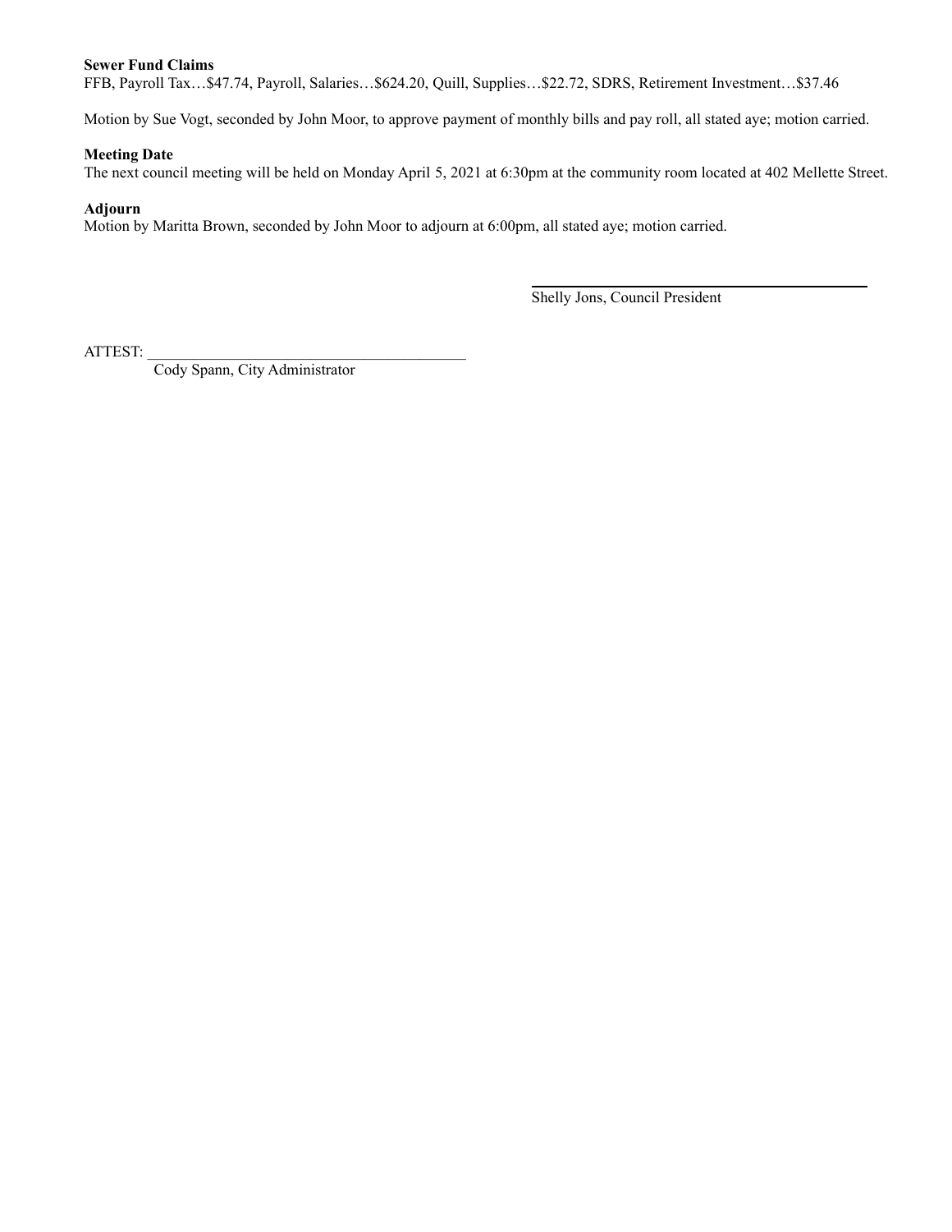**Sewer Fund Claims**

FFB, Payroll Tax…$47.74, Payroll, Salaries…$624.20, Quill, Supplies…$22.72, SDRS, Retirement Investment…$37.46

Motion by Sue Vogt, seconded by John Moor, to approve payment of monthly bills and pay roll, all stated aye; motion carried.

**Meeting Date**

The next council meeting will be held on Monday April 5, 2021 at 6:30pm at the community room located at 402 Mellette Street.

**Adjourn**

Motion by Maritta Brown, seconded by John Moor to adjourn at 6:00pm, all stated aye; motion carried.

\_\_\_\_\_\_\_\_\_\_\_\_\_\_\_\_\_\_\_\_\_\_\_\_\_\_\_\_\_\_\_\_\_\_\_\_\_\_\_\_\_\_

Shelly Jons, Council President

ATTEST: \_\_\_\_\_\_\_\_\_\_\_\_\_\_\_\_\_\_\_\_\_\_\_\_\_\_\_\_\_\_\_\_\_\_\_\_\_\_\_\_\_\_

Cody Spann, City Administrator